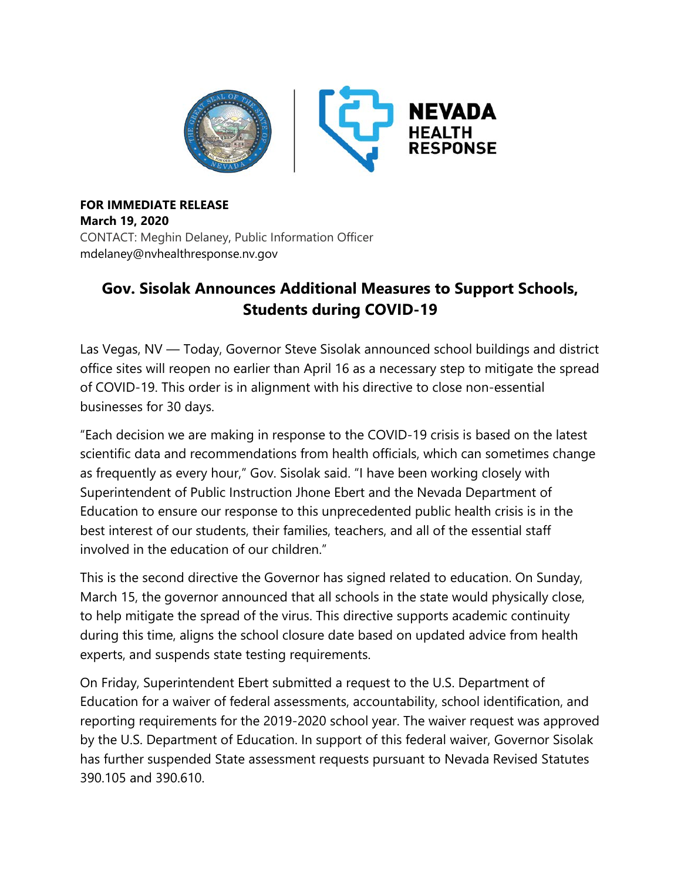**NEVADA HEALTH RESPONSE**

**FOR IMMEDIATE RELEASE**
**March 19, 2020**
CONTACT: Meghin Delaney, Public Information Officer
mdelaney@nvhealthresponse.nv.gov

# Gov. Sisolak Announces Additional Measures to Support Schools, Students during COVID-19

Las Vegas, NV — Today, Governor Steve Sisolak announced school buildings and district office sites will reopen no earlier than April 16 as a necessary step to mitigate the spread of COVID-19. This order is in alignment with his directive to close non-essential businesses for 30 days.

"Each decision we are making in response to the COVID-19 crisis is based on the latest scientific data and recommendations from health officials, which can sometimes change as frequently as every hour," Gov. Sisolak said. "I have been working closely with Superintendent of Public Instruction Jhone Ebert and the Nevada Department of Education to ensure our response to this unprecedented public health crisis is in the best interest of our students, their families, teachers, and all of the essential staff involved in the education of our children."

This is the second directive the Governor has signed related to education. On Sunday, March 15, the governor announced that all schools in the state would physically close, to help mitigate the spread of the virus. This directive supports academic continuity during this time, aligns the school closure date based on updated advice from health experts, and suspends state testing requirements.

On Friday, Superintendent Ebert submitted a request to the U.S. Department of Education for a waiver of federal assessments, accountability, school identification, and reporting requirements for the 2019-2020 school year. The waiver request was approved by the U.S. Department of Education. In support of this federal waiver, Governor Sisolak has further suspended State assessment requests pursuant to Nevada Revised Statutes 390.105 and 390.610.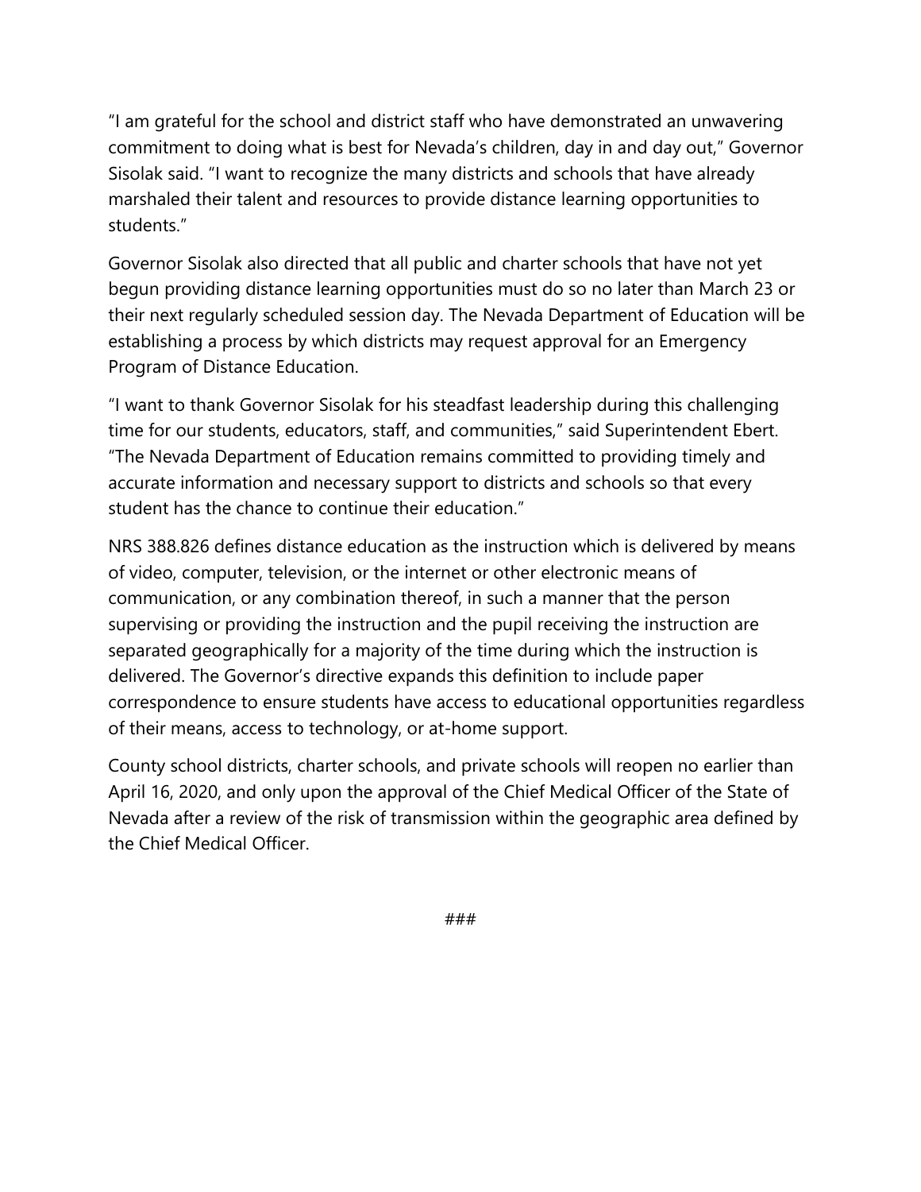“I am grateful for the school and district staff who have demonstrated an unwavering commitment to doing what is best for Nevada’s children, day in and day out,” Governor Sisolak said. “I want to recognize the many districts and schools that have already marshaled their talent and resources to provide distance learning opportunities to students.”

Governor Sisolak also directed that all public and charter schools that have not yet begun providing distance learning opportunities must do so no later than March 23 or their next regularly scheduled session day. The Nevada Department of Education will be establishing a process by which districts may request approval for an Emergency Program of Distance Education.

“I want to thank Governor Sisolak for his steadfast leadership during this challenging time for our students, educators, staff, and communities,” said Superintendent Ebert. “The Nevada Department of Education remains committed to providing timely and accurate information and necessary support to districts and schools so that every student has the chance to continue their education.”

NRS 388.826 defines distance education as the instruction which is delivered by means of video, computer, television, or the internet or other electronic means of communication, or any combination thereof, in such a manner that the person supervising or providing the instruction and the pupil receiving the instruction are separated geographically for a majority of the time during which the instruction is delivered. The Governor’s directive expands this definition to include paper correspondence to ensure students have access to educational opportunities regardless of their means, access to technology, or at-home support.

County school districts, charter schools, and private schools will reopen no earlier than April 16, 2020, and only upon the approval of the Chief Medical Officer of the State of Nevada after a review of the risk of transmission within the geographic area defined by the Chief Medical Officer.

###